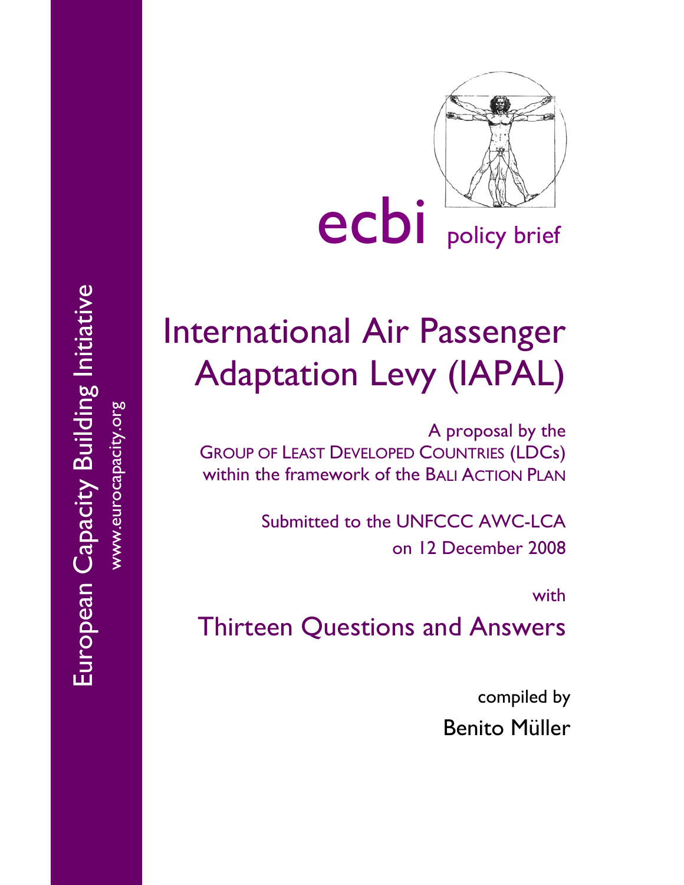European Capacity Building Initiative

www.eurocapacity.org

ecbi policy brief

# International Air Passenger Adaptation Levy (IAPAL)

A proposal by the
GROUP OF LEAST DEVELOPED COUNTRIES (LDCs)
within the framework of the BALI ACTION PLAN

Submitted to the UNFCCC AWC-LCA
on 12 December 2008

with

## Thirteen Questions and Answers

compiled by

Benito Müller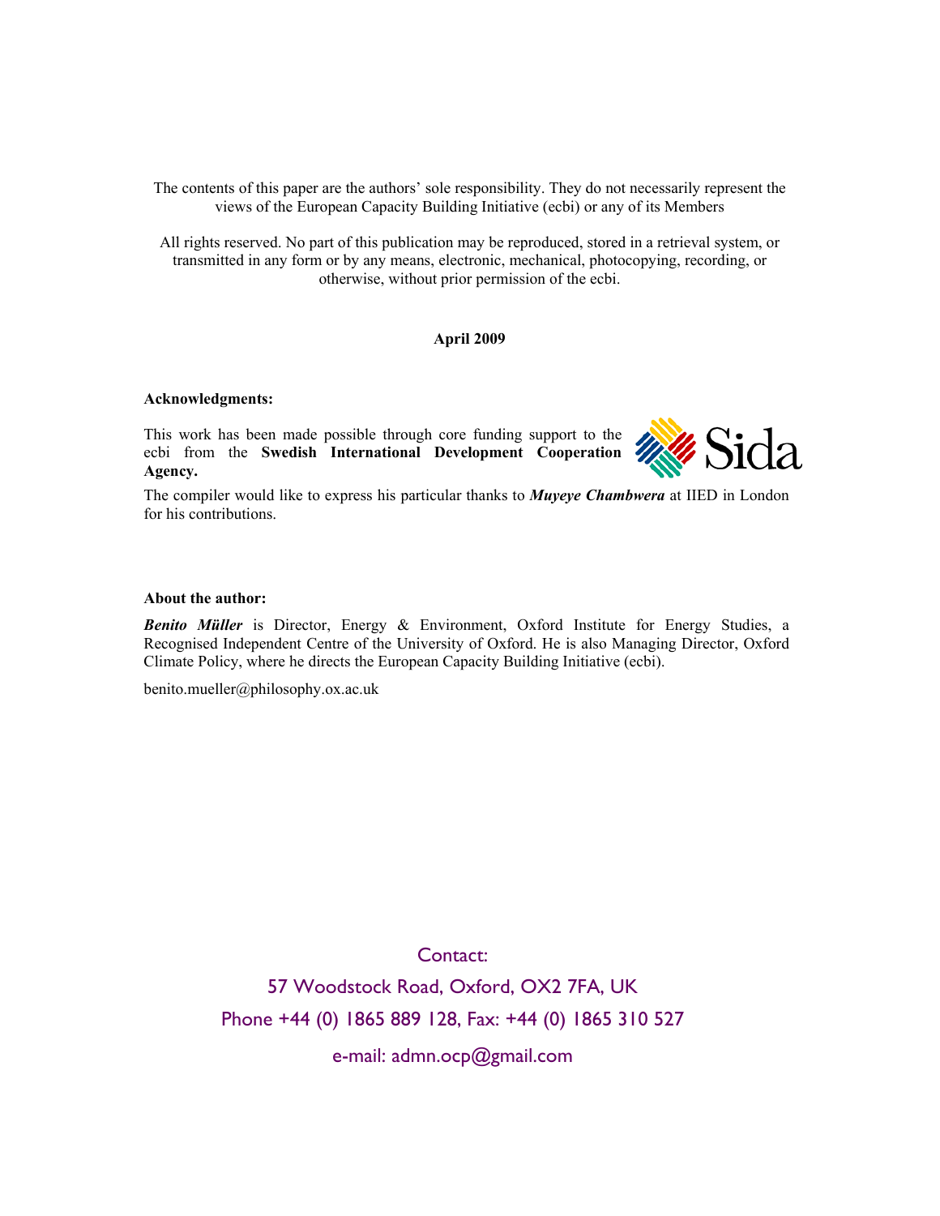The contents of this paper are the authors' sole responsibility. They do not necessarily represent the views of the European Capacity Building Initiative (ecbi) or any of its Members

All rights reserved. No part of this publication may be reproduced, stored in a retrieval system, or transmitted in any form or by any means, electronic, mechanical, photocopying, recording, or otherwise, without prior permission of the ecbi.

**April 2009**

**Acknowledgments:**

This work has been made possible through core funding support to the ecbi from the **Swedish International Development Cooperation Agency.**

The compiler would like to express his particular thanks to ***Muyeye Chambwera*** at IIED in London for his contributions.

**About the author:**

***Benito Müller*** is Director, Energy & Environment, Oxford Institute for Energy Studies, a Recognised Independent Centre of the University of Oxford. He is also Managing Director, Oxford Climate Policy, where he directs the European Capacity Building Initiative (ecbi).

benito.mueller@philosophy.ox.ac.uk

Contact:

57 Woodstock Road, Oxford, OX2 7FA, UK

Phone +44 (0) 1865 889 128, Fax: +44 (0) 1865 310 527

e-mail: admn.ocp@gmail.com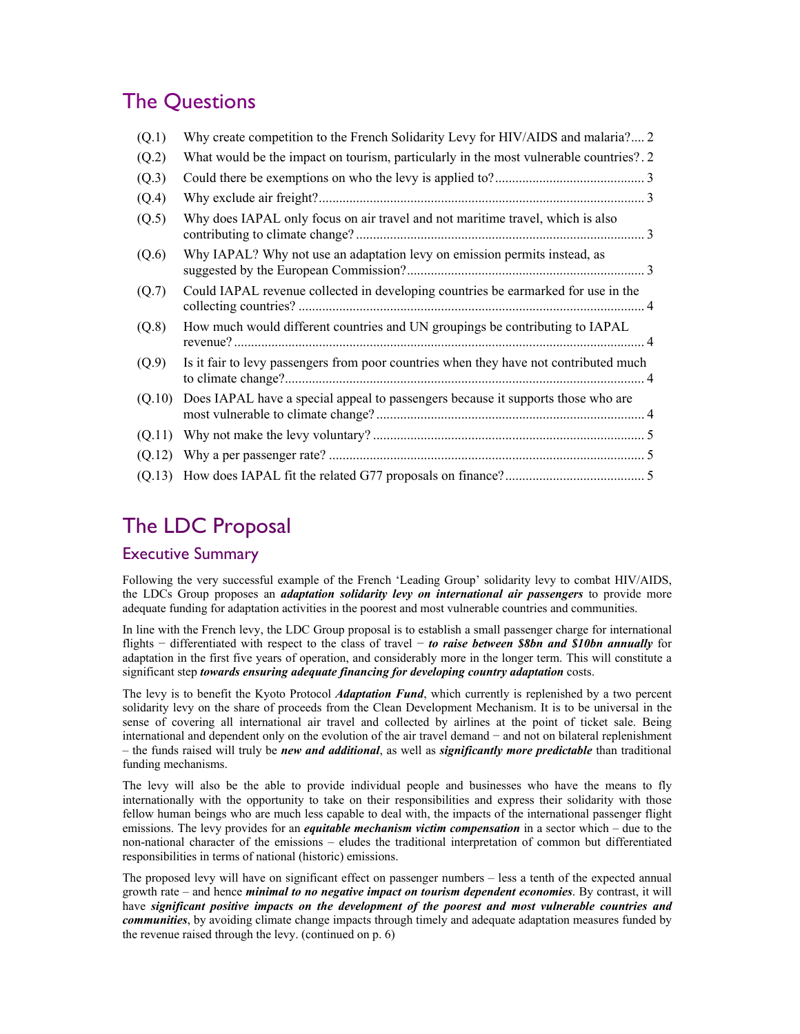## The Questions

| | | |
|---|---|---|
| (Q.1) | Why create competition to the French Solidarity Levy for HIV/AIDS and malaria? | 2 |
| (Q.2) | What would be the impact on tourism, particularly in the most vulnerable countries? | 2 |
| (Q.3) | Could there be exemptions on who the levy is applied to? | 3 |
| (Q.4) | Why exclude air freight? | 3 |
| (Q.5) | Why does IAPAL only focus on air travel and not maritime travel, which is also contributing to climate change? | 3 |
| (Q.6) | Why IAPAL? Why not use an adaptation levy on emission permits instead, as suggested by the European Commission? | 3 |
| (Q.7) | Could IAPAL revenue collected in developing countries be earmarked for use in the collecting countries? | 4 |
| (Q.8) | How much would different countries and UN groupings be contributing to IAPAL revenue? | 4 |
| (Q.9) | Is it fair to levy passengers from poor countries when they have not contributed much to climate change? | 4 |
| (Q.10) | Does IAPAL have a special appeal to passengers because it supports those who are most vulnerable to climate change? | 4 |
| (Q.11) | Why not make the levy voluntary? | 5 |
| (Q.12) | Why a per passenger rate? | 5 |
| (Q.13) | How does IAPAL fit the related G77 proposals on finance? | 5 |

## The LDC Proposal

### Executive Summary

Following the very successful example of the French 'Leading Group' solidarity levy to combat HIV/AIDS, the LDCs Group proposes an ***adaptation solidarity levy on international air passengers*** to provide more adequate funding for adaptation activities in the poorest and most vulnerable countries and communities.

In line with the French levy, the LDC Group proposal is to establish a small passenger charge for international flights − differentiated with respect to the class of travel − ***to raise between $8bn and $10bn annually*** for adaptation in the first five years of operation, and considerably more in the longer term. This will constitute a significant step ***towards ensuring adequate financing for developing country adaptation*** costs.

The levy is to benefit the Kyoto Protocol ***Adaptation Fund***, which currently is replenished by a two percent solidarity levy on the share of proceeds from the Clean Development Mechanism. It is to be universal in the sense of covering all international air travel and collected by airlines at the point of ticket sale. Being international and dependent only on the evolution of the air travel demand − and not on bilateral replenishment – the funds raised will truly be ***new and additional***, as well as ***significantly more predictable*** than traditional funding mechanisms.

The levy will also be the able to provide individual people and businesses who have the means to fly internationally with the opportunity to take on their responsibilities and express their solidarity with those fellow human beings who are much less capable to deal with, the impacts of the international passenger flight emissions. The levy provides for an ***equitable mechanism victim compensation*** in a sector which – due to the non-national character of the emissions – eludes the traditional interpretation of common but differentiated responsibilities in terms of national (historic) emissions.

The proposed levy will have on significant effect on passenger numbers – less a tenth of the expected annual growth rate – and hence ***minimal to no negative impact on tourism dependent economies***. By contrast, it will have ***significant positive impacts on the development of the poorest and most vulnerable countries and communities***, by avoiding climate change impacts through timely and adequate adaptation measures funded by the revenue raised through the levy. (continued on p. 6)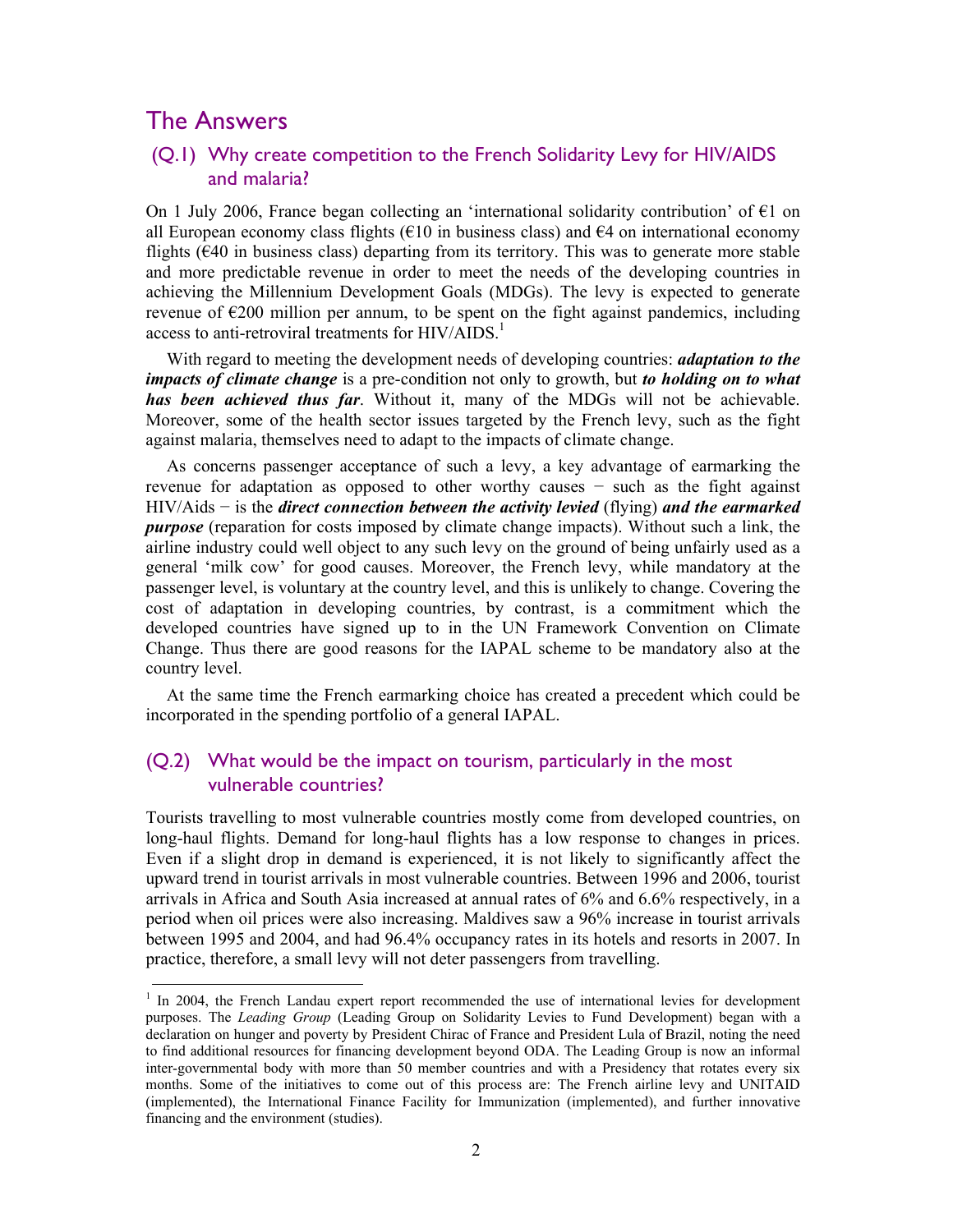## The Answers

### (Q.1) Why create competition to the French Solidarity Levy for HIV/AIDS and malaria?

On 1 July 2006, France began collecting an 'international solidarity contribution' of €1 on all European economy class flights (€10 in business class) and €4 on international economy flights (€40 in business class) departing from its territory. This was to generate more stable and more predictable revenue in order to meet the needs of the developing countries in achieving the Millennium Development Goals (MDGs). The levy is expected to generate revenue of €200 million per annum, to be spent on the fight against pandemics, including access to anti-retroviral treatments for HIV/AIDS.[1]

With regard to meeting the development needs of developing countries: ***adaptation to the impacts of climate change*** is a pre-condition not only to growth, but ***to holding on to what has been achieved thus far***. Without it, many of the MDGs will not be achievable. Moreover, some of the health sector issues targeted by the French levy, such as the fight against malaria, themselves need to adapt to the impacts of climate change.

As concerns passenger acceptance of such a levy, a key advantage of earmarking the revenue for adaptation as opposed to other worthy causes − such as the fight against HIV/Aids − is the ***direct connection between the activity levied*** (flying) ***and the earmarked purpose*** (reparation for costs imposed by climate change impacts). Without such a link, the airline industry could well object to any such levy on the ground of being unfairly used as a general 'milk cow' for good causes. Moreover, the French levy, while mandatory at the passenger level, is voluntary at the country level, and this is unlikely to change. Covering the cost of adaptation in developing countries, by contrast, is a commitment which the developed countries have signed up to in the UN Framework Convention on Climate Change. Thus there are good reasons for the IAPAL scheme to be mandatory also at the country level.

At the same time the French earmarking choice has created a precedent which could be incorporated in the spending portfolio of a general IAPAL.

### (Q.2) What would be the impact on tourism, particularly in the most vulnerable countries?

Tourists travelling to most vulnerable countries mostly come from developed countries, on long-haul flights. Demand for long-haul flights has a low response to changes in prices. Even if a slight drop in demand is experienced, it is not likely to significantly affect the upward trend in tourist arrivals in most vulnerable countries. Between 1996 and 2006, tourist arrivals in Africa and South Asia increased at annual rates of 6% and 6.6% respectively, in a period when oil prices were also increasing. Maldives saw a 96% increase in tourist arrivals between 1995 and 2004, and had 96.4% occupancy rates in its hotels and resorts in 2007. In practice, therefore, a small levy will not deter passengers from travelling.

[1] In 2004, the French Landau expert report recommended the use of international levies for development purposes. The *Leading Group* (Leading Group on Solidarity Levies to Fund Development) began with a declaration on hunger and poverty by President Chirac of France and President Lula of Brazil, noting the need to find additional resources for financing development beyond ODA. The Leading Group is now an informal inter-governmental body with more than 50 member countries and with a Presidency that rotates every six months. Some of the initiatives to come out of this process are: The French airline levy and UNITAID (implemented), the International Finance Facility for Immunization (implemented), and further innovative financing and the environment (studies).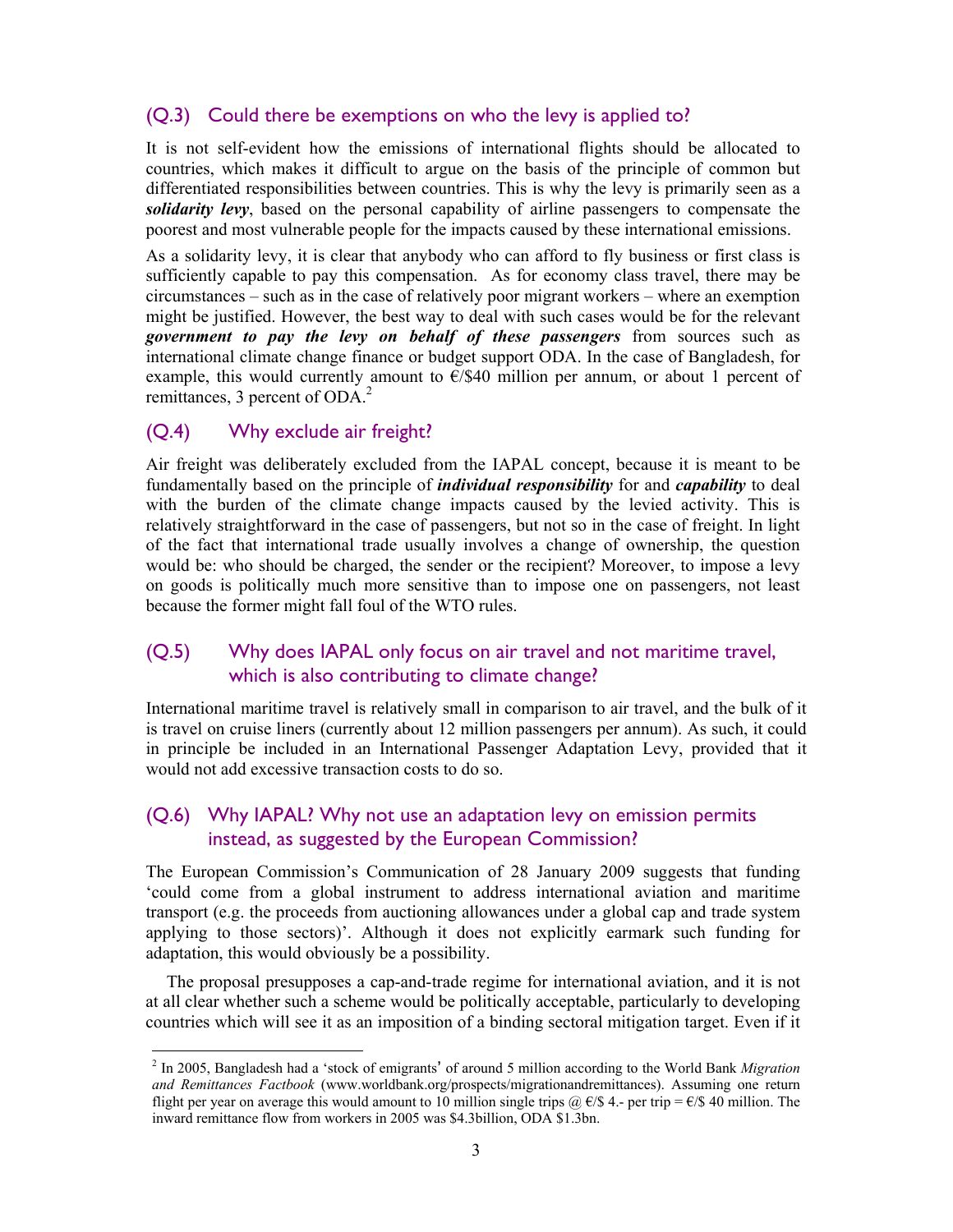## (Q.3) Could there be exemptions on who the levy is applied to?

It is not self-evident how the emissions of international flights should be allocated to countries, which makes it difficult to argue on the basis of the principle of common but differentiated responsibilities between countries. This is why the levy is primarily seen as a ***solidarity levy***, based on the personal capability of airline passengers to compensate the poorest and most vulnerable people for the impacts caused by these international emissions.

As a solidarity levy, it is clear that anybody who can afford to fly business or first class is sufficiently capable to pay this compensation. As for economy class travel, there may be circumstances – such as in the case of relatively poor migrant workers – where an exemption might be justified. However, the best way to deal with such cases would be for the relevant ***government to pay the levy on behalf of these passengers*** from sources such as international climate change finance or budget support ODA. In the case of Bangladesh, for example, this would currently amount to €/$40 million per annum, or about 1 percent of remittances, 3 percent of ODA.[2]

## (Q.4) Why exclude air freight?

Air freight was deliberately excluded from the IAPAL concept, because it is meant to be fundamentally based on the principle of ***individual responsibility*** for and ***capability*** to deal with the burden of the climate change impacts caused by the levied activity. This is relatively straightforward in the case of passengers, but not so in the case of freight. In light of the fact that international trade usually involves a change of ownership, the question would be: who should be charged, the sender or the recipient? Moreover, to impose a levy on goods is politically much more sensitive than to impose one on passengers, not least because the former might fall foul of the WTO rules.

## (Q.5) Why does IAPAL only focus on air travel and not maritime travel, which is also contributing to climate change?

International maritime travel is relatively small in comparison to air travel, and the bulk of it is travel on cruise liners (currently about 12 million passengers per annum). As such, it could in principle be included in an International Passenger Adaptation Levy, provided that it would not add excessive transaction costs to do so.

## (Q.6) Why IAPAL? Why not use an adaptation levy on emission permits instead, as suggested by the European Commission?

The European Commission's Communication of 28 January 2009 suggests that funding 'could come from a global instrument to address international aviation and maritime transport (e.g. the proceeds from auctioning allowances under a global cap and trade system applying to those sectors)'. Although it does not explicitly earmark such funding for adaptation, this would obviously be a possibility.

The proposal presupposes a cap-and-trade regime for international aviation, and it is not at all clear whether such a scheme would be politically acceptable, particularly to developing countries which will see it as an imposition of a binding sectoral mitigation target. Even if it

---

[2] In 2005, Bangladesh had a 'stock of emigrants' of around 5 million according to the World Bank *Migration and Remittances Factbook* (www.worldbank.org/prospects/migrationandremittances). Assuming one return flight per year on average this would amount to 10 million single trips @ €/$ 4.- per trip = €/$ 40 million. The inward remittance flow from workers in 2005 was $4.3billion, ODA $1.3bn.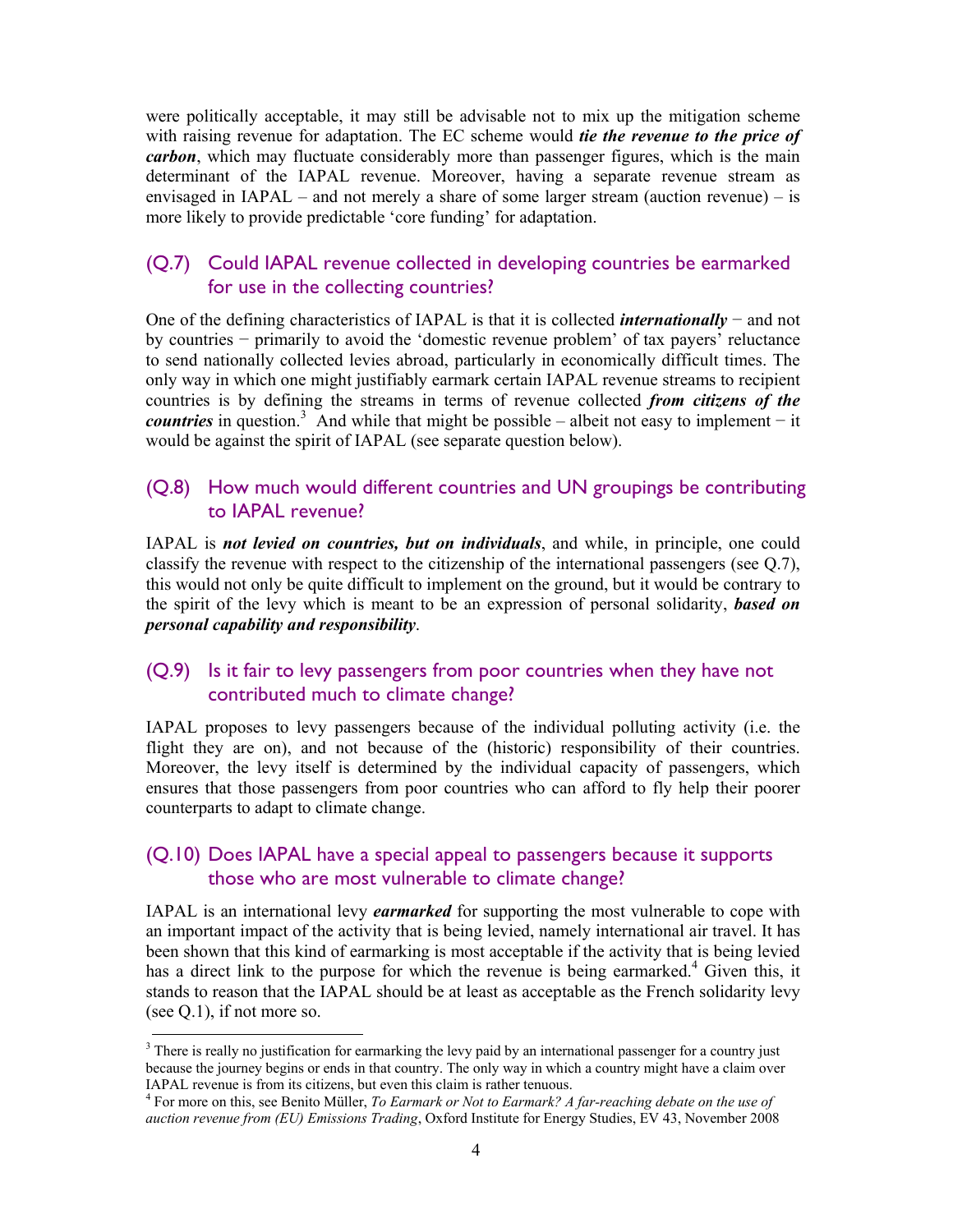were politically acceptable, it may still be advisable not to mix up the mitigation scheme with raising revenue for adaptation. The EC scheme would ***tie the revenue to the price of carbon***, which may fluctuate considerably more than passenger figures, which is the main determinant of the IAPAL revenue. Moreover, having a separate revenue stream as envisaged in IAPAL – and not merely a share of some larger stream (auction revenue) – is more likely to provide predictable 'core funding' for adaptation.

## (Q.7) Could IAPAL revenue collected in developing countries be earmarked for use in the collecting countries?

One of the defining characteristics of IAPAL is that it is collected ***internationally*** − and not by countries − primarily to avoid the 'domestic revenue problem' of tax payers' reluctance to send nationally collected levies abroad, particularly in economically difficult times. The only way in which one might justifiably earmark certain IAPAL revenue streams to recipient countries is by defining the streams in terms of revenue collected ***from citizens of the countries*** in question.[3] And while that might be possible – albeit not easy to implement − it would be against the spirit of IAPAL (see separate question below).

## (Q.8) How much would different countries and UN groupings be contributing to IAPAL revenue?

IAPAL is ***not levied on countries, but on individuals***, and while, in principle, one could classify the revenue with respect to the citizenship of the international passengers (see Q.7), this would not only be quite difficult to implement on the ground, but it would be contrary to the spirit of the levy which is meant to be an expression of personal solidarity, ***based on personal capability and responsibility***.

## (Q.9) Is it fair to levy passengers from poor countries when they have not contributed much to climate change?

IAPAL proposes to levy passengers because of the individual polluting activity (i.e. the flight they are on), and not because of the (historic) responsibility of their countries. Moreover, the levy itself is determined by the individual capacity of passengers, which ensures that those passengers from poor countries who can afford to fly help their poorer counterparts to adapt to climate change.

## (Q.10) Does IAPAL have a special appeal to passengers because it supports those who are most vulnerable to climate change?

IAPAL is an international levy ***earmarked*** for supporting the most vulnerable to cope with an important impact of the activity that is being levied, namely international air travel. It has been shown that this kind of earmarking is most acceptable if the activity that is being levied has a direct link to the purpose for which the revenue is being earmarked.[4] Given this, it stands to reason that the IAPAL should be at least as acceptable as the French solidarity levy (see Q.1), if not more so.

---

[3] There is really no justification for earmarking the levy paid by an international passenger for a country just because the journey begins or ends in that country. The only way in which a country might have a claim over IAPAL revenue is from its citizens, but even this claim is rather tenuous.

[4] For more on this, see Benito Müller, *To Earmark or Not to Earmark? A far-reaching debate on the use of auction revenue from (EU) Emissions Trading*, Oxford Institute for Energy Studies, EV 43, November 2008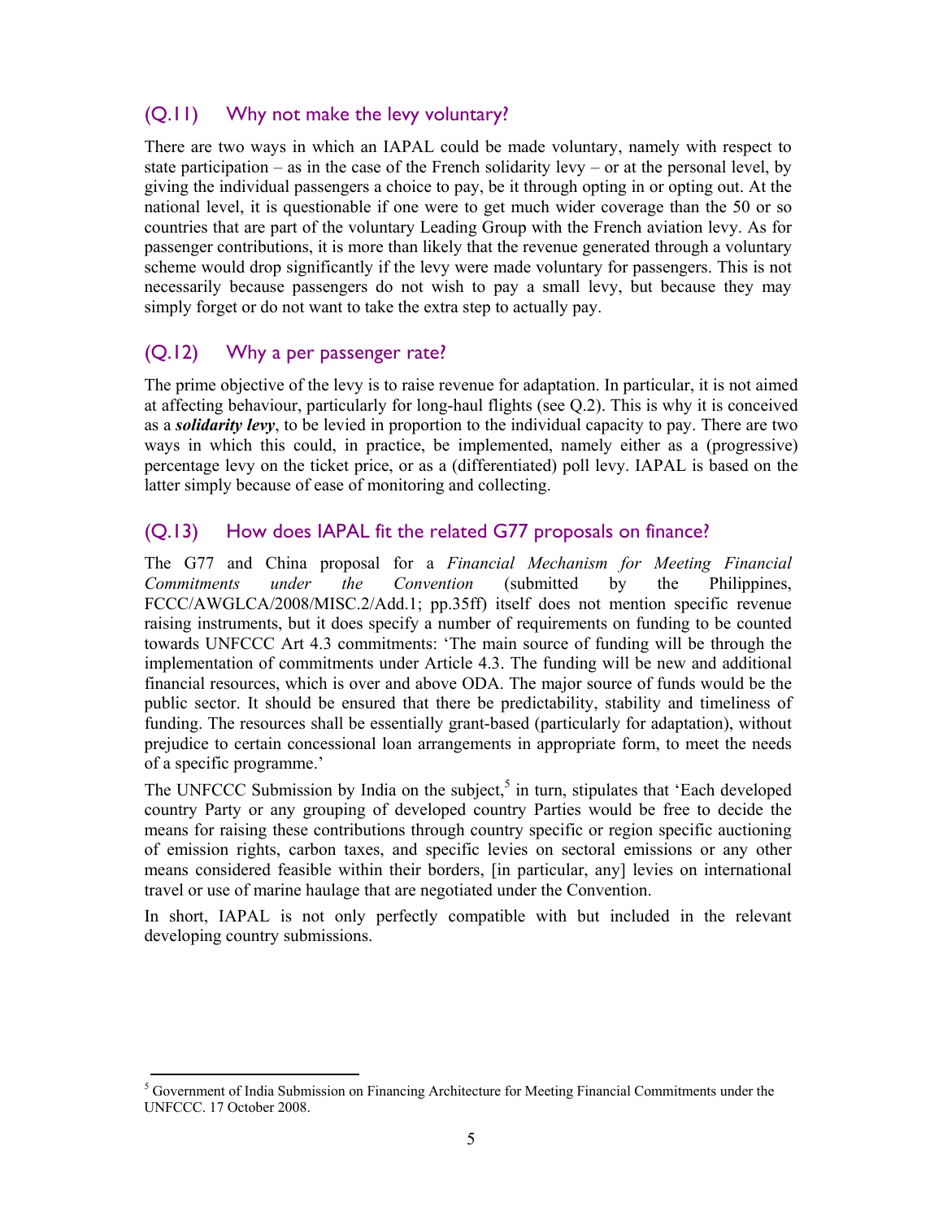## (Q.11) Why not make the levy voluntary?

There are two ways in which an IAPAL could be made voluntary, namely with respect to state participation – as in the case of the French solidarity levy – or at the personal level, by giving the individual passengers a choice to pay, be it through opting in or opting out. At the national level, it is questionable if one were to get much wider coverage than the 50 or so countries that are part of the voluntary Leading Group with the French aviation levy. As for passenger contributions, it is more than likely that the revenue generated through a voluntary scheme would drop significantly if the levy were made voluntary for passengers. This is not necessarily because passengers do not wish to pay a small levy, but because they may simply forget or do not want to take the extra step to actually pay.

## (Q.12) Why a per passenger rate?

The prime objective of the levy is to raise revenue for adaptation. In particular, it is not aimed at affecting behaviour, particularly for long-haul flights (see Q.2). This is why it is conceived as a ***solidarity levy***, to be levied in proportion to the individual capacity to pay. There are two ways in which this could, in practice, be implemented, namely either as a (progressive) percentage levy on the ticket price, or as a (differentiated) poll levy. IAPAL is based on the latter simply because of ease of monitoring and collecting.

## (Q.13) How does IAPAL fit the related G77 proposals on finance?

The G77 and China proposal for a *Financial Mechanism for Meeting Financial Commitments under the Convention* (submitted by the Philippines, FCCC/AWGLCA/2008/MISC.2/Add.1; pp.35ff) itself does not mention specific revenue raising instruments, but it does specify a number of requirements on funding to be counted towards UNFCCC Art 4.3 commitments: 'The main source of funding will be through the implementation of commitments under Article 4.3. The funding will be new and additional financial resources, which is over and above ODA. The major source of funds would be the public sector. It should be ensured that there be predictability, stability and timeliness of funding. The resources shall be essentially grant-based (particularly for adaptation), without prejudice to certain concessional loan arrangements in appropriate form, to meet the needs of a specific programme.'

The UNFCCC Submission by India on the subject,[5] in turn, stipulates that 'Each developed country Party or any grouping of developed country Parties would be free to decide the means for raising these contributions through country specific or region specific auctioning of emission rights, carbon taxes, and specific levies on sectoral emissions or any other means considered feasible within their borders, [in particular, any] levies on international travel or use of marine haulage that are negotiated under the Convention.

In short, IAPAL is not only perfectly compatible with but included in the relevant developing country submissions.

---

[5] Government of India Submission on Financing Architecture for Meeting Financial Commitments under the UNFCCC. 17 October 2008.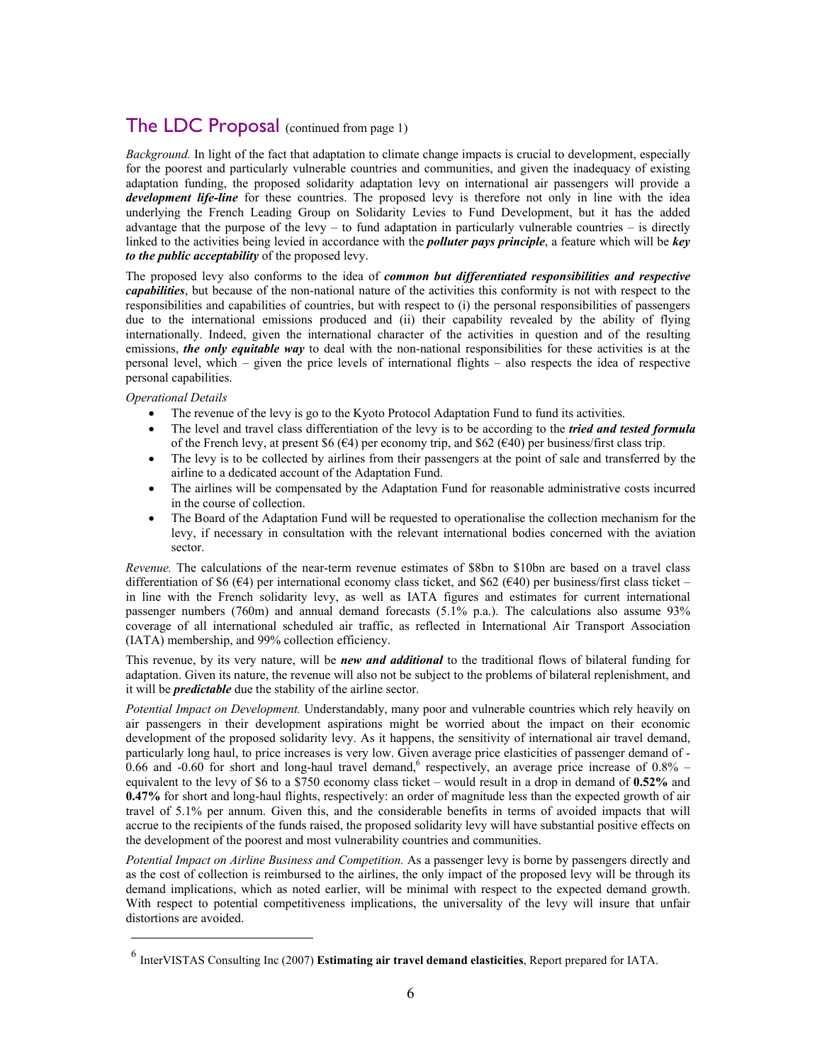## The LDC Proposal (continued from page 1)

*Background.* In light of the fact that adaptation to climate change impacts is crucial to development, especially for the poorest and particularly vulnerable countries and communities, and given the inadequacy of existing adaptation funding, the proposed solidarity adaptation levy on international air passengers will provide a ***development life-line*** for these countries. The proposed levy is therefore not only in line with the idea underlying the French Leading Group on Solidarity Levies to Fund Development, but it has the added advantage that the purpose of the levy – to fund adaptation in particularly vulnerable countries – is directly linked to the activities being levied in accordance with the ***polluter pays principle***, a feature which will be ***key to the public acceptability*** of the proposed levy.

The proposed levy also conforms to the idea of ***common but differentiated responsibilities and respective capabilities***, but because of the non-national nature of the activities this conformity is not with respect to the responsibilities and capabilities of countries, but with respect to (i) the personal responsibilities of passengers due to the international emissions produced and (ii) their capability revealed by the ability of flying internationally. Indeed, given the international character of the activities in question and of the resulting emissions, ***the only equitable way*** to deal with the non-national responsibilities for these activities is at the personal level, which – given the price levels of international flights – also respects the idea of respective personal capabilities.

*Operational Details*

- The revenue of the levy is go to the Kyoto Protocol Adaptation Fund to fund its activities.
- The level and travel class differentiation of the levy is to be according to the ***tried and tested formula*** of the French levy, at present \$6 (€4) per economy trip, and \$62 (€40) per business/first class trip.
- The levy is to be collected by airlines from their passengers at the point of sale and transferred by the airline to a dedicated account of the Adaptation Fund.
- The airlines will be compensated by the Adaptation Fund for reasonable administrative costs incurred in the course of collection.
- The Board of the Adaptation Fund will be requested to operationalise the collection mechanism for the levy, if necessary in consultation with the relevant international bodies concerned with the aviation sector.

*Revenue.* The calculations of the near-term revenue estimates of \$8bn to \$10bn are based on a travel class differentiation of \$6 (€4) per international economy class ticket, and \$62 (€40) per business/first class ticket – in line with the French solidarity levy, as well as IATA figures and estimates for current international passenger numbers (760m) and annual demand forecasts (5.1% p.a.). The calculations also assume 93% coverage of all international scheduled air traffic, as reflected in International Air Transport Association (IATA) membership, and 99% collection efficiency.

This revenue, by its very nature, will be ***new and additional*** to the traditional flows of bilateral funding for adaptation. Given its nature, the revenue will also not be subject to the problems of bilateral replenishment, and it will be ***predictable*** due the stability of the airline sector.

*Potential Impact on Development.* Understandably, many poor and vulnerable countries which rely heavily on air passengers in their development aspirations might be worried about the impact on their economic development of the proposed solidarity levy. As it happens, the sensitivity of international air travel demand, particularly long haul, to price increases is very low. Given average price elasticities of passenger demand of -0.66 and -0.60 for short and long-haul travel demand,[6] respectively, an average price increase of 0.8% – equivalent to the levy of \$6 to a \$750 economy class ticket – would result in a drop in demand of **0.52%** and **0.47%** for short and long-haul flights, respectively: an order of magnitude less than the expected growth of air travel of 5.1% per annum. Given this, and the considerable benefits in terms of avoided impacts that will accrue to the recipients of the funds raised, the proposed solidarity levy will have substantial positive effects on the development of the poorest and most vulnerability countries and communities.

*Potential Impact on Airline Business and Competition.* As a passenger levy is borne by passengers directly and as the cost of collection is reimbursed to the airlines, the only impact of the proposed levy will be through its demand implications, which as noted earlier, will be minimal with respect to the expected demand growth. With respect to potential competitiveness implications, the universality of the levy will insure that unfair distortions are avoided.

---

[6] InterVISTAS Consulting Inc (2007) **Estimating air travel demand elasticities**, Report prepared for IATA.